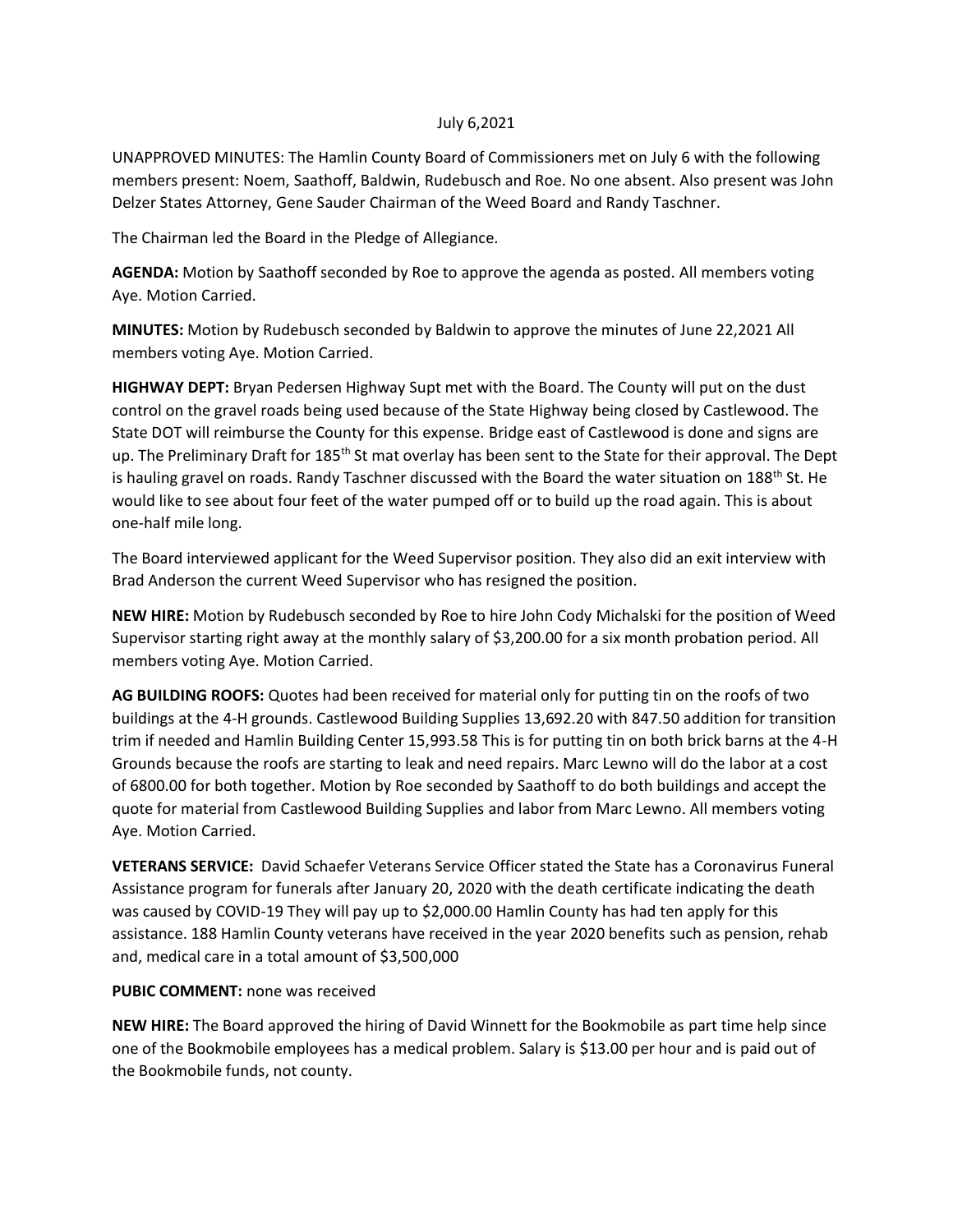July 6,2021

UNAPPROVED MINUTES: The Hamlin County Board of Commissioners met on July 6 with the following members present: Noem, Saathoff, Baldwin, Rudebusch and Roe. No one absent. Also present was John Delzer States Attorney, Gene Sauder Chairman of the Weed Board and Randy Taschner.

The Chairman led the Board in the Pledge of Allegiance.

**AGENDA:** Motion by Saathoff seconded by Roe to approve the agenda as posted. All members voting Aye. Motion Carried.

**MINUTES:** Motion by Rudebusch seconded by Baldwin to approve the minutes of June 22,2021 All members voting Aye. Motion Carried.

**HIGHWAY DEPT:** Bryan Pedersen Highway Supt met with the Board. The County will put on the dust control on the gravel roads being used because of the State Highway being closed by Castlewood. The State DOT will reimburse the County for this expense. Bridge east of Castlewood is done and signs are up. The Preliminary Draft for 185th St mat overlay has been sent to the State for their approval. The Dept is hauling gravel on roads. Randy Taschner discussed with the Board the water situation on 188th St. He would like to see about four feet of the water pumped off or to build up the road again. This is about one-half mile long.

The Board interviewed applicant for the Weed Supervisor position. They also did an exit interview with Brad Anderson the current Weed Supervisor who has resigned the position.

**NEW HIRE:** Motion by Rudebusch seconded by Roe to hire John Cody Michalski for the position of Weed Supervisor starting right away at the monthly salary of $3,200.00 for a six month probation period. All members voting Aye. Motion Carried.

**AG BUILDING ROOFS:** Quotes had been received for material only for putting tin on the roofs of two buildings at the 4-H grounds. Castlewood Building Supplies 13,692.20 with 847.50 addition for transition trim if needed and Hamlin Building Center 15,993.58 This is for putting tin on both brick barns at the 4-H Grounds because the roofs are starting to leak and need repairs. Marc Lewno will do the labor at a cost of 6800.00 for both together. Motion by Roe seconded by Saathoff to do both buildings and accept the quote for material from Castlewood Building Supplies and labor from Marc Lewno. All members voting Aye. Motion Carried.

**VETERANS SERVICE:** David Schaefer Veterans Service Officer stated the State has a Coronavirus Funeral Assistance program for funerals after January 20, 2020 with the death certificate indicating the death was caused by COVID-19 They will pay up to $2,000.00 Hamlin County has had ten apply for this assistance. 188 Hamlin County veterans have received in the year 2020 benefits such as pension, rehab and, medical care in a total amount of $3,500,000

**PUBIC COMMENT:** none was received

**NEW HIRE:** The Board approved the hiring of David Winnett for the Bookmobile as part time help since one of the Bookmobile employees has a medical problem. Salary is $13.00 per hour and is paid out of the Bookmobile funds, not county.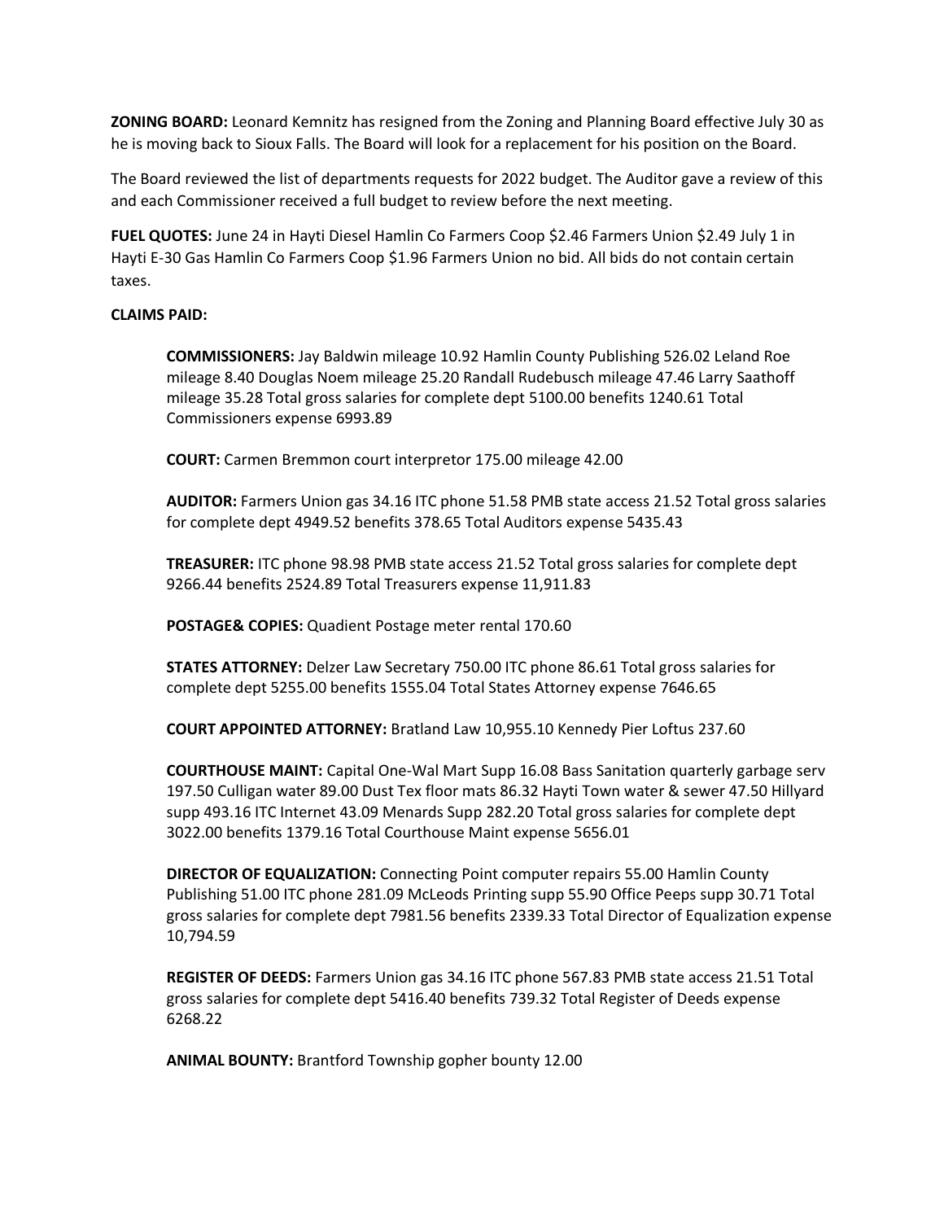**ZONING BOARD:** Leonard Kemnitz has resigned from the Zoning and Planning Board effective July 30 as he is moving back to Sioux Falls. The Board will look for a replacement for his position on the Board.

The Board reviewed the list of departments requests for 2022 budget. The Auditor gave a review of this and each Commissioner received a full budget to review before the next meeting.

**FUEL QUOTES:** June 24 in Hayti Diesel Hamlin Co Farmers Coop $2.46 Farmers Union $2.49 July 1 in Hayti E-30 Gas Hamlin Co Farmers Coop $1.96 Farmers Union no bid. All bids do not contain certain taxes.

**CLAIMS PAID:**

**COMMISSIONERS:** Jay Baldwin mileage 10.92 Hamlin County Publishing 526.02 Leland Roe mileage 8.40 Douglas Noem mileage 25.20 Randall Rudebusch mileage 47.46 Larry Saathoff mileage 35.28 Total gross salaries for complete dept 5100.00 benefits 1240.61 Total Commissioners expense 6993.89

**COURT:** Carmen Bremmon court interpretor 175.00 mileage 42.00

**AUDITOR:** Farmers Union gas 34.16 ITC phone 51.58 PMB state access 21.52 Total gross salaries for complete dept 4949.52 benefits 378.65 Total Auditors expense 5435.43

**TREASURER:** ITC phone 98.98 PMB state access 21.52 Total gross salaries for complete dept 9266.44 benefits 2524.89 Total Treasurers expense 11,911.83

**POSTAGE& COPIES:** Quadient Postage meter rental 170.60

**STATES ATTORNEY:** Delzer Law Secretary 750.00 ITC phone 86.61 Total gross salaries for complete dept 5255.00 benefits 1555.04 Total States Attorney expense 7646.65

**COURT APPOINTED ATTORNEY:** Bratland Law 10,955.10 Kennedy Pier Loftus 237.60

**COURTHOUSE MAINT:** Capital One-Wal Mart Supp 16.08 Bass Sanitation quarterly garbage serv 197.50 Culligan water 89.00 Dust Tex floor mats 86.32 Hayti Town water & sewer 47.50 Hillyard supp 493.16 ITC Internet 43.09 Menards Supp 282.20 Total gross salaries for complete dept 3022.00 benefits 1379.16 Total Courthouse Maint expense 5656.01

**DIRECTOR OF EQUALIZATION:** Connecting Point computer repairs 55.00 Hamlin County Publishing 51.00 ITC phone 281.09 McLeods Printing supp 55.90 Office Peeps supp 30.71 Total gross salaries for complete dept 7981.56 benefits 2339.33 Total Director of Equalization expense 10,794.59

**REGISTER OF DEEDS:** Farmers Union gas 34.16 ITC phone 567.83 PMB state access 21.51 Total gross salaries for complete dept 5416.40 benefits 739.32 Total Register of Deeds expense 6268.22

**ANIMAL BOUNTY:** Brantford Township gopher bounty 12.00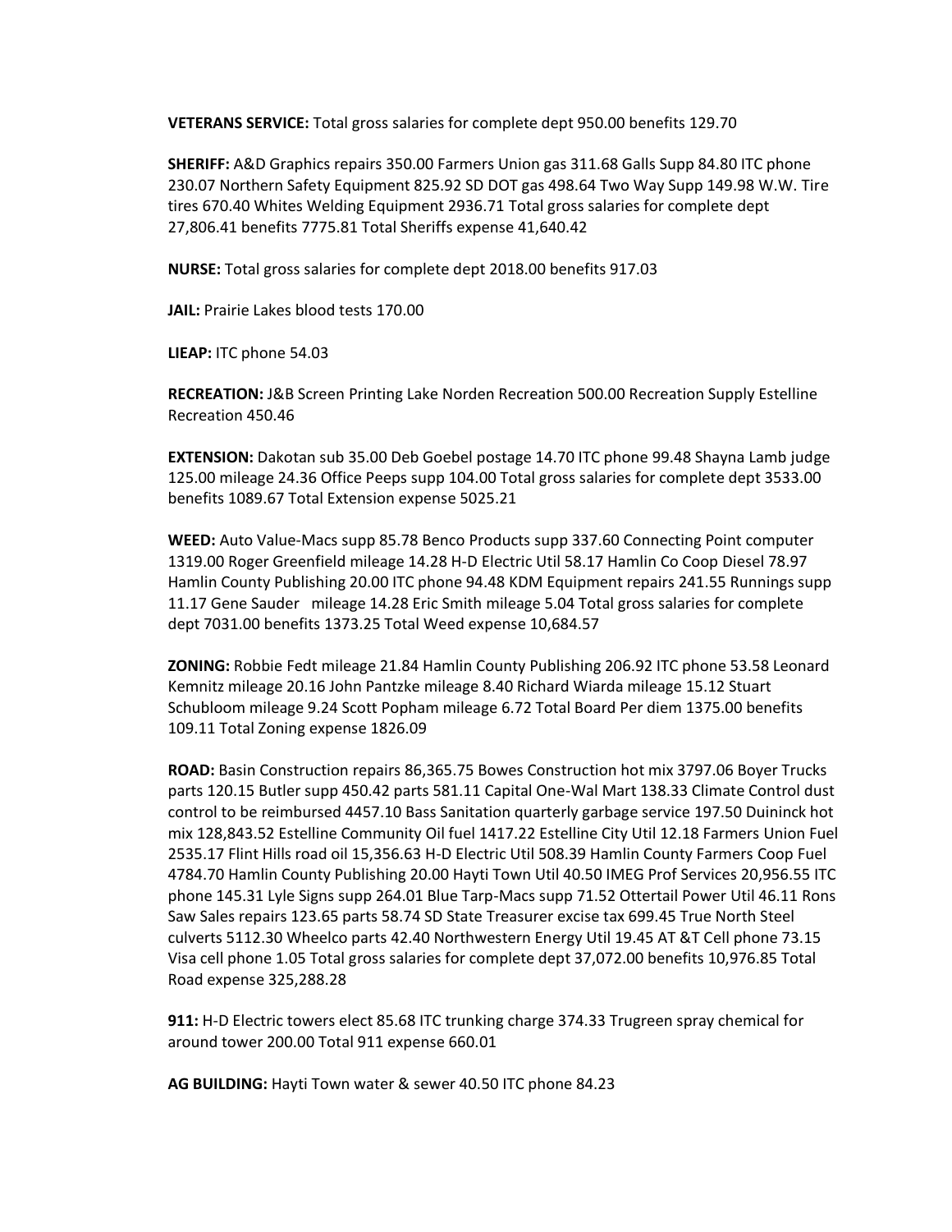**VETERANS SERVICE:** Total gross salaries for complete dept 950.00 benefits 129.70

**SHERIFF:** A&D Graphics repairs 350.00 Farmers Union gas 311.68 Galls Supp 84.80 ITC phone 230.07 Northern Safety Equipment 825.92 SD DOT gas 498.64 Two Way Supp 149.98 W.W. Tire tires 670.40 Whites Welding Equipment 2936.71 Total gross salaries for complete dept 27,806.41 benefits 7775.81 Total Sheriffs expense 41,640.42

**NURSE:** Total gross salaries for complete dept 2018.00 benefits 917.03

**JAIL:** Prairie Lakes blood tests 170.00

**LIEAP:** ITC phone 54.03

**RECREATION:** J&B Screen Printing Lake Norden Recreation 500.00 Recreation Supply Estelline Recreation 450.46

**EXTENSION:** Dakotan sub 35.00 Deb Goebel postage 14.70 ITC phone 99.48 Shayna Lamb judge 125.00 mileage 24.36 Office Peeps supp 104.00 Total gross salaries for complete dept 3533.00 benefits 1089.67 Total Extension expense 5025.21

**WEED:** Auto Value-Macs supp 85.78 Benco Products supp 337.60 Connecting Point computer 1319.00 Roger Greenfield mileage 14.28 H-D Electric Util 58.17 Hamlin Co Coop Diesel 78.97 Hamlin County Publishing 20.00 ITC phone 94.48 KDM Equipment repairs 241.55 Runnings supp 11.17 Gene Sauder mileage 14.28 Eric Smith mileage 5.04 Total gross salaries for complete dept 7031.00 benefits 1373.25 Total Weed expense 10,684.57

**ZONING:** Robbie Fedt mileage 21.84 Hamlin County Publishing 206.92 ITC phone 53.58 Leonard Kemnitz mileage 20.16 John Pantzke mileage 8.40 Richard Wiarda mileage 15.12 Stuart Schubloom mileage 9.24 Scott Popham mileage 6.72 Total Board Per diem 1375.00 benefits 109.11 Total Zoning expense 1826.09

**ROAD:** Basin Construction repairs 86,365.75 Bowes Construction hot mix 3797.06 Boyer Trucks parts 120.15 Butler supp 450.42 parts 581.11 Capital One-Wal Mart 138.33 Climate Control dust control to be reimbursed 4457.10 Bass Sanitation quarterly garbage service 197.50 Duininck hot mix 128,843.52 Estelline Community Oil fuel 1417.22 Estelline City Util 12.18 Farmers Union Fuel 2535.17 Flint Hills road oil 15,356.63 H-D Electric Util 508.39 Hamlin County Farmers Coop Fuel 4784.70 Hamlin County Publishing 20.00 Hayti Town Util 40.50 IMEG Prof Services 20,956.55 ITC phone 145.31 Lyle Signs supp 264.01 Blue Tarp-Macs supp 71.52 Ottertail Power Util 46.11 Rons Saw Sales repairs 123.65 parts 58.74 SD State Treasurer excise tax 699.45 True North Steel culverts 5112.30 Wheelco parts 42.40 Northwestern Energy Util 19.45 AT &T Cell phone 73.15 Visa cell phone 1.05 Total gross salaries for complete dept 37,072.00 benefits 10,976.85 Total Road expense 325,288.28

**911:** H-D Electric towers elect 85.68 ITC trunking charge 374.33 Trugreen spray chemical for around tower 200.00 Total 911 expense 660.01

**AG BUILDING:** Hayti Town water & sewer 40.50 ITC phone 84.23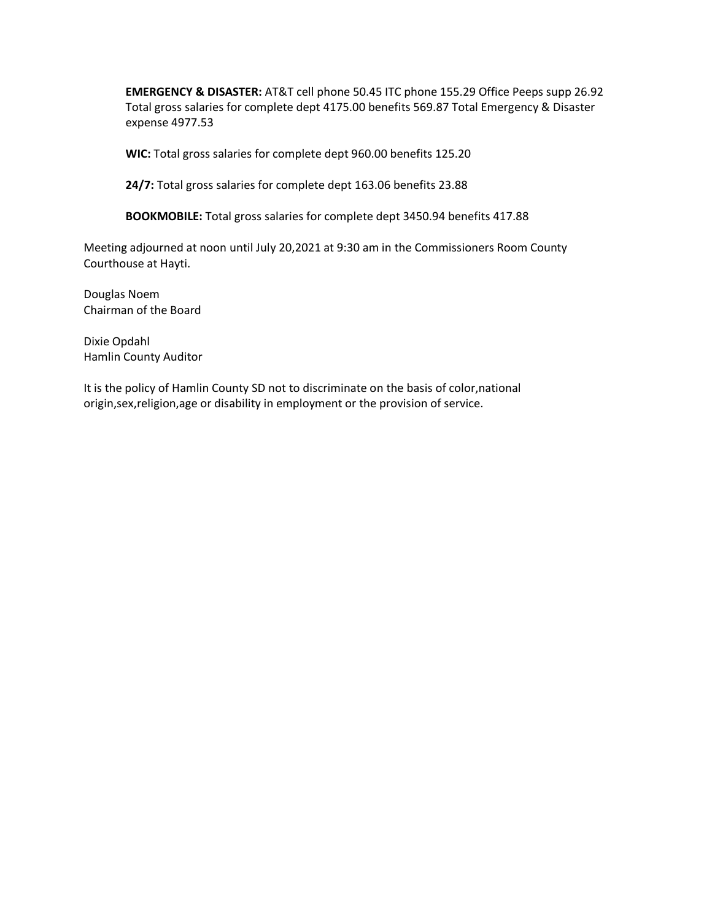**EMERGENCY & DISASTER:** AT&T cell phone 50.45 ITC phone 155.29 Office Peeps supp 26.92 Total gross salaries for complete dept 4175.00 benefits 569.87 Total Emergency & Disaster expense 4977.53

**WIC:** Total gross salaries for complete dept 960.00 benefits 125.20

**24/7:** Total gross salaries for complete dept 163.06 benefits 23.88

**BOOKMOBILE:** Total gross salaries for complete dept 3450.94 benefits 417.88

Meeting adjourned at noon until July 20,2021 at 9:30 am in the Commissioners Room County Courthouse at Hayti.

Douglas Noem
Chairman of the Board

Dixie Opdahl
Hamlin County Auditor

It is the policy of Hamlin County SD not to discriminate on the basis of color,national origin,sex,religion,age or disability in employment or the provision of service.